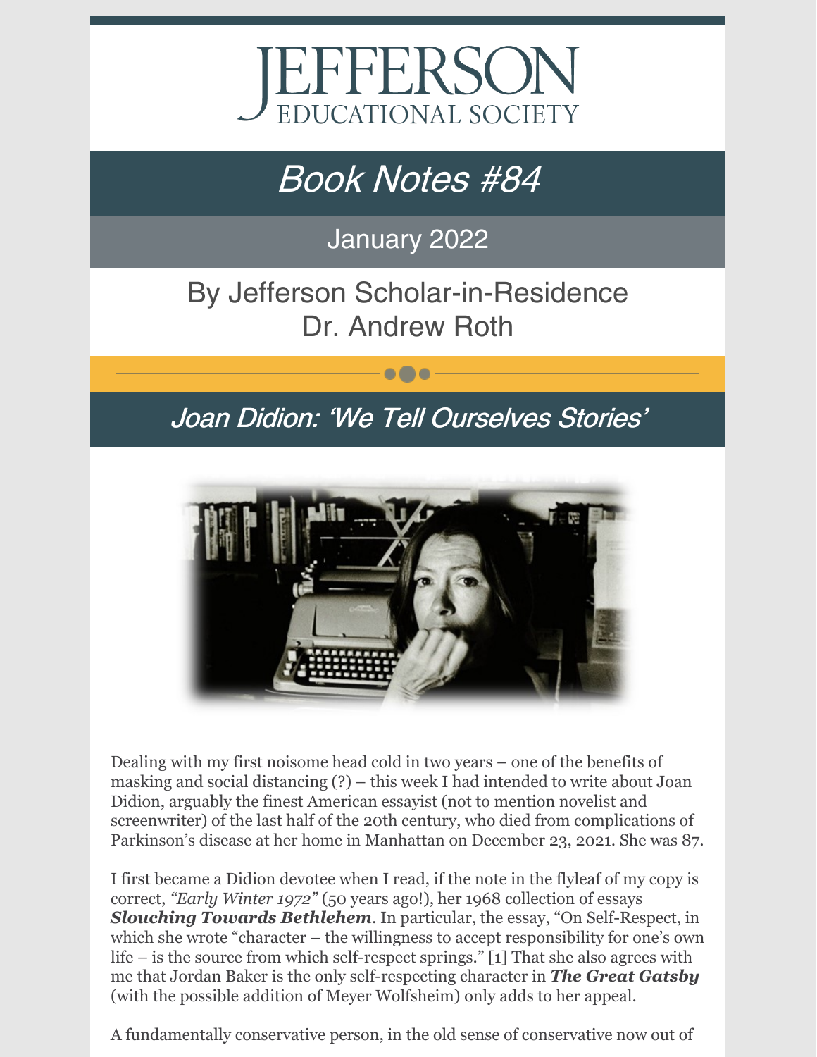# JEFFERSON EDUCATIONAL SOCIETY

## *Book Notes #84*

January 2022

By Jefferson Scholar-in-Residence
Dr. Andrew Roth

## *Joan Didion: 'We Tell Ourselves Stories'*

Dealing with my first noisome head cold in two years – one of the benefits of masking and social distancing (?) – this week I had intended to write about Joan Didion, arguably the finest American essayist (not to mention novelist and screenwriter) of the last half of the 20th century, who died from complications of Parkinson's disease at her home in Manhattan on December 23, 2021. She was 87.

I first became a Didion devotee when I read, if the note in the flyleaf of my copy is correct, *"Early Winter 1972"* (50 years ago!), her 1968 collection of essays ***Slouching Towards Bethlehem***. In particular, the essay, "On Self-Respect, in which she wrote "character – the willingness to accept responsibility for one's own life – is the source from which self-respect springs." [1] That she also agrees with me that Jordan Baker is the only self-respecting character in ***The Great Gatsby*** (with the possible addition of Meyer Wolfsheim) only adds to her appeal.

A fundamentally conservative person, in the old sense of conservative now out of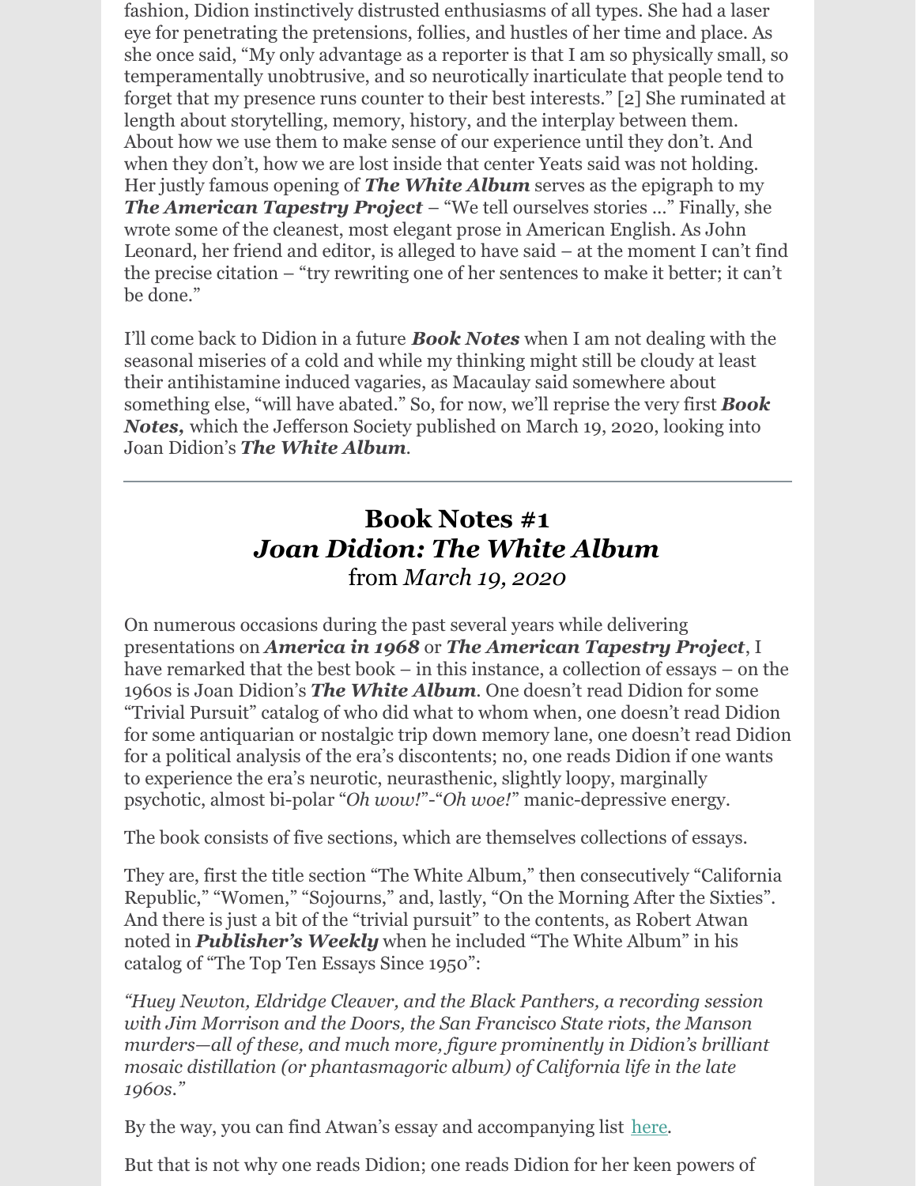fashion, Didion instinctively distrusted enthusiasms of all types. She had a laser eye for penetrating the pretensions, follies, and hustles of her time and place. As she once said, "My only advantage as a reporter is that I am so physically small, so temperamentally unobtrusive, and so neurotically inarticulate that people tend to forget that my presence runs counter to their best interests." [2] She ruminated at length about storytelling, memory, history, and the interplay between them. About how we use them to make sense of our experience until they don't. And when they don't, how we are lost inside that center Yeats said was not holding. Her justly famous opening of ***The White Album*** serves as the epigraph to my ***The American Tapestry Project*** – "We tell ourselves stories …" Finally, she wrote some of the cleanest, most elegant prose in American English. As John Leonard, her friend and editor, is alleged to have said – at the moment I can't find the precise citation – "try rewriting one of her sentences to make it better; it can't be done."

I'll come back to Didion in a future ***Book Notes*** when I am not dealing with the seasonal miseries of a cold and while my thinking might still be cloudy at least their antihistamine induced vagaries, as Macaulay said somewhere about something else, "will have abated." So, for now, we'll reprise the very first ***Book Notes,*** which the Jefferson Society published on March 19, 2020, looking into Joan Didion's ***The White Album***.

---

## Book Notes #1
## *Joan Didion: The White Album*
### from *March 19, 2020*

On numerous occasions during the past several years while delivering presentations on ***America in 1968*** or ***The American Tapestry Project***, I have remarked that the best book – in this instance, a collection of essays – on the 1960s is Joan Didion's ***The White Album***. One doesn't read Didion for some "Trivial Pursuit" catalog of who did what to whom when, one doesn't read Didion for some antiquarian or nostalgic trip down memory lane, one doesn't read Didion for a political analysis of the era's discontents; no, one reads Didion if one wants to experience the era's neurotic, neurasthenic, slightly loopy, marginally psychotic, almost bi-polar "*Oh wow!*"-"*Oh woe!*" manic-depressive energy.

The book consists of five sections, which are themselves collections of essays.

They are, first the title section "The White Album," then consecutively "California Republic," "Women," "Sojourns," and, lastly, "On the Morning After the Sixties". And there is just a bit of the "trivial pursuit" to the contents, as Robert Atwan noted in ***Publisher's Weekly*** when he included "The White Album" in his catalog of "The Top Ten Essays Since 1950":

*"Huey Newton, Eldridge Cleaver, and the Black Panthers, a recording session with Jim Morrison and the Doors, the San Francisco State riots, the Manson murders—all of these, and much more, figure prominently in Didion's brilliant mosaic distillation (or phantasmagoric album) of California life in the late 1960s."*

By the way, you can find Atwan's essay and accompanying list here.

But that is not why one reads Didion; one reads Didion for her keen powers of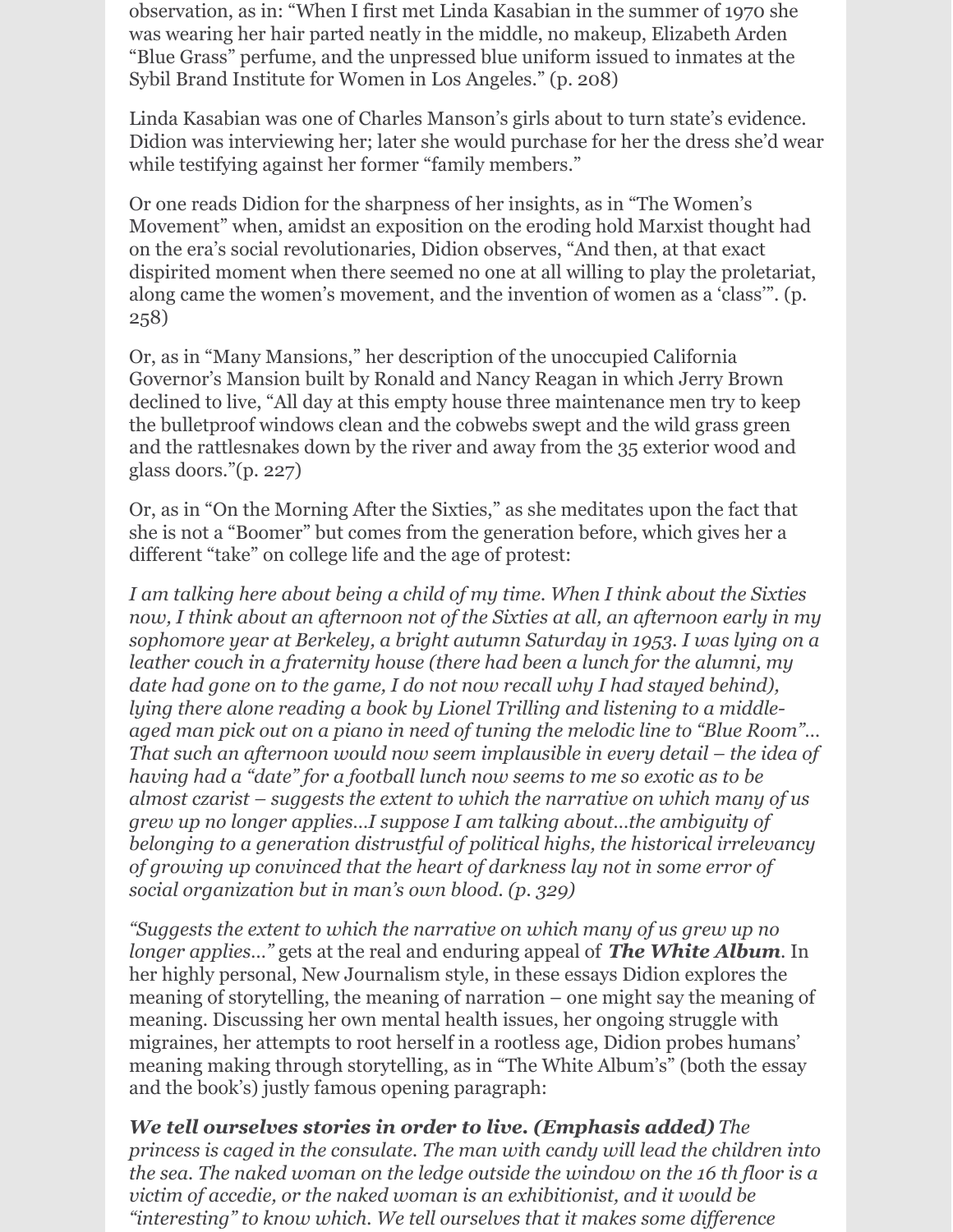observation, as in: "When I first met Linda Kasabian in the summer of 1970 she was wearing her hair parted neatly in the middle, no makeup, Elizabeth Arden "Blue Grass" perfume, and the unpressed blue uniform issued to inmates at the Sybil Brand Institute for Women in Los Angeles." (p. 208)

Linda Kasabian was one of Charles Manson's girls about to turn state's evidence. Didion was interviewing her; later she would purchase for her the dress she'd wear while testifying against her former "family members."

Or one reads Didion for the sharpness of her insights, as in "The Women's Movement" when, amidst an exposition on the eroding hold Marxist thought had on the era's social revolutionaries, Didion observes, "And then, at that exact dispirited moment when there seemed no one at all willing to play the proletariat, along came the women's movement, and the invention of women as a 'class'". (p. 258)

Or, as in "Many Mansions," her description of the unoccupied California Governor's Mansion built by Ronald and Nancy Reagan in which Jerry Brown declined to live, "All day at this empty house three maintenance men try to keep the bulletproof windows clean and the cobwebs swept and the wild grass green and the rattlesnakes down by the river and away from the 35 exterior wood and glass doors."(p. 227)

Or, as in "On the Morning After the Sixties," as she meditates upon the fact that she is not a "Boomer" but comes from the generation before, which gives her a different "take" on college life and the age of protest:

*I am talking here about being a child of my time. When I think about the Sixties now, I think about an afternoon not of the Sixties at all, an afternoon early in my sophomore year at Berkeley, a bright autumn Saturday in 1953. I was lying on a leather couch in a fraternity house (there had been a lunch for the alumni, my date had gone on to the game, I do not now recall why I had stayed behind), lying there alone reading a book by Lionel Trilling and listening to a middle-aged man pick out on a piano in need of tuning the melodic line to "Blue Room"... That such an afternoon would now seem implausible in every detail – the idea of having had a "date" for a football lunch now seems to me so exotic as to be almost czarist – suggests the extent to which the narrative on which many of us grew up no longer applies...I suppose I am talking about...the ambiguity of belonging to a generation distrustful of political highs, the historical irrelevancy of growing up convinced that the heart of darkness lay not in some error of social organization but in man's own blood. (p. 329)*

*"Suggests the extent to which the narrative on which many of us grew up no longer applies..."* gets at the real and enduring appeal of ***The White Album***. In her highly personal, New Journalism style, in these essays Didion explores the meaning of storytelling, the meaning of narration – one might say the meaning of meaning. Discussing her own mental health issues, her ongoing struggle with migraines, her attempts to root herself in a rootless age, Didion probes humans' meaning making through storytelling, as in "The White Album's" (both the essay and the book's) justly famous opening paragraph:

***We tell ourselves stories in order to live. (Emphasis added)*** *The princess is caged in the consulate. The man with candy will lead the children into the sea. The naked woman on the ledge outside the window on the 16 th floor is a victim of accedie, or the naked woman is an exhibitionist, and it would be "interesting" to know which. We tell ourselves that it makes some difference*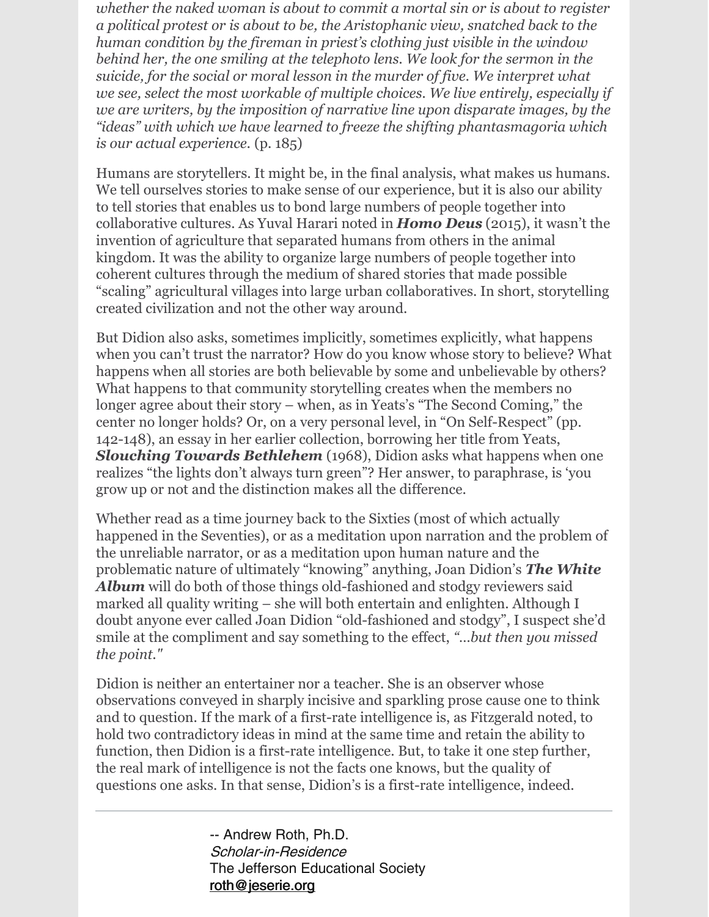*whether the naked woman is about to commit a mortal sin or is about to register a political protest or is about to be, the Aristophanic view, snatched back to the human condition by the fireman in priest's clothing just visible in the window behind her, the one smiling at the telephoto lens. We look for the sermon in the suicide, for the social or moral lesson in the murder of five. We interpret what we see, select the most workable of multiple choices. We live entirely, especially if we are writers, by the imposition of narrative line upon disparate images, by the "ideas" with which we have learned to freeze the shifting phantasmagoria which is our actual experience.* (p. 185)

Humans are storytellers. It might be, in the final analysis, what makes us humans. We tell ourselves stories to make sense of our experience, but it is also our ability to tell stories that enables us to bond large numbers of people together into collaborative cultures. As Yuval Harari noted in ***Homo Deus*** (2015), it wasn't the invention of agriculture that separated humans from others in the animal kingdom. It was the ability to organize large numbers of people together into coherent cultures through the medium of shared stories that made possible "scaling" agricultural villages into large urban collaboratives. In short, storytelling created civilization and not the other way around.

But Didion also asks, sometimes implicitly, sometimes explicitly, what happens when you can't trust the narrator? How do you know whose story to believe? What happens when all stories are both believable by some and unbelievable by others? What happens to that community storytelling creates when the members no longer agree about their story – when, as in Yeats's "The Second Coming," the center no longer holds? Or, on a very personal level, in "On Self-Respect" (pp. 142-148), an essay in her earlier collection, borrowing her title from Yeats, ***Slouching Towards Bethlehem*** (1968), Didion asks what happens when one realizes "the lights don't always turn green"? Her answer, to paraphrase, is 'you grow up or not and the distinction makes all the difference.

Whether read as a time journey back to the Sixties (most of which actually happened in the Seventies), or as a meditation upon narration and the problem of the unreliable narrator, or as a meditation upon human nature and the problematic nature of ultimately "knowing" anything, Joan Didion's ***The White Album*** will do both of those things old-fashioned and stodgy reviewers said marked all quality writing – she will both entertain and enlighten. Although I doubt anyone ever called Joan Didion "old-fashioned and stodgy", I suspect she'd smile at the compliment and say something to the effect, *"...but then you missed the point."*

Didion is neither an entertainer nor a teacher. She is an observer whose observations conveyed in sharply incisive and sparkling prose cause one to think and to question. If the mark of a first-rate intelligence is, as Fitzgerald noted, to hold two contradictory ideas in mind at the same time and retain the ability to function, then Didion is a first-rate intelligence. But, to take it one step further, the real mark of intelligence is not the facts one knows, but the quality of questions one asks. In that sense, Didion's is a first-rate intelligence, indeed.

---

-- Andrew Roth, Ph.D.
*Scholar-in-Residence*
The Jefferson Educational Society
roth@jeserie.org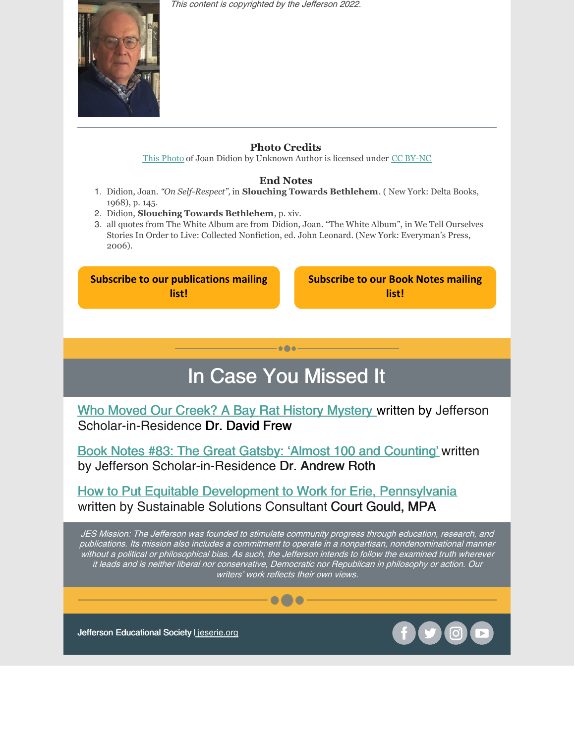*This content is copyrighted by the Jefferson 2022.*

---

**Photo Credits**

This Photo of Joan Didion by Unknown Author is licensed under CC BY-NC

**End Notes**

1. Didion, Joan. *"On Self-Respect",* in **Slouching Towards Bethlehem**. ( New York: Delta Books, 1968), p. 145.
2. Didion, **Slouching Towards Bethlehem**, p. xiv.
3. all quotes from The White Album are from Didion, Joan. "The White Album", in We Tell Ourselves Stories In Order to Live: Collected Nonfiction, ed. John Leonard. (New York: Everyman's Press, 2006).

**Subscribe to our publications mailing list!**

**Subscribe to our Book Notes mailing list!**

# In Case You Missed It

Who Moved Our Creek? A Bay Rat History Mystery written by Jefferson Scholar-in-Residence **Dr. David Frew**

Book Notes #83: The Great Gatsby: 'Almost 100 and Counting' written by Jefferson Scholar-in-Residence **Dr. Andrew Roth**

How to Put Equitable Development to Work for Erie, Pennsylvania written by Sustainable Solutions Consultant **Court Gould, MPA**

*JES Mission: The Jefferson was founded to stimulate community progress through education, research, and publications. Its mission also includes a commitment to operate in a nonpartisan, nondenominational manner without a political or philosophical bias. As such, the Jefferson intends to follow the examined truth wherever it leads and is neither liberal nor conservative, Democratic nor Republican in philosophy or action. Our writers' work reflects their own views.*

Jefferson Educational Society | jeserie.org